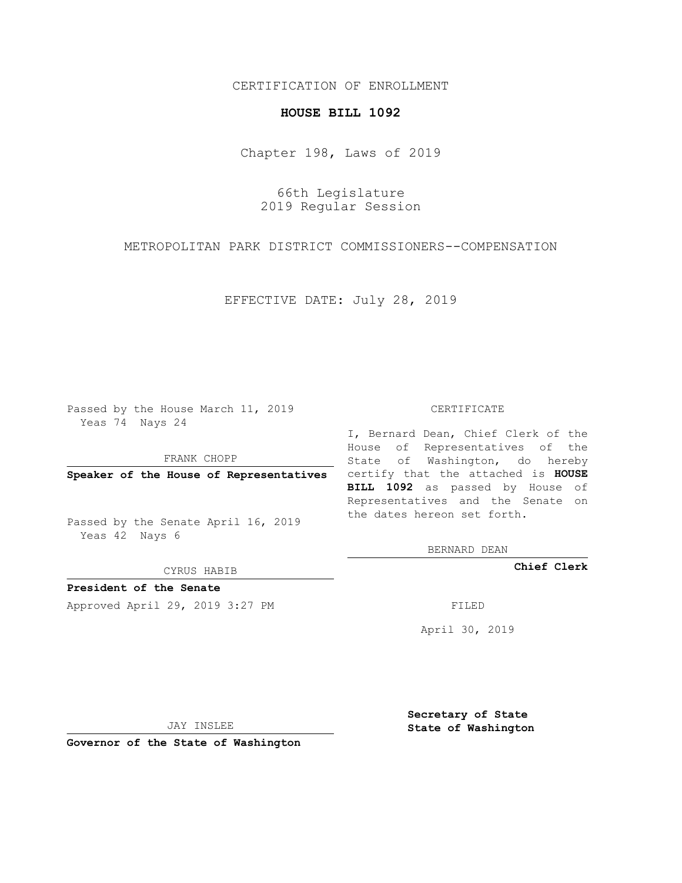CERTIFICATION OF ENROLLMENT

**HOUSE BILL 1092**

Chapter 198, Laws of 2019

66th Legislature
2019 Regular Session

METROPOLITAN PARK DISTRICT COMMISSIONERS--COMPENSATION

EFFECTIVE DATE: July 28, 2019

Passed by the House March 11, 2019
Yeas 74 Nays 24

FRANK CHOPP

**Speaker of the House of Representatives**

Passed by the Senate April 16, 2019
Yeas 42 Nays 6

CYRUS HABIB

**President of the Senate**

Approved April 29, 2019 3:27 PM

JAY INSLEE

**Governor of the State of Washington**

CERTIFICATE

I, Bernard Dean, Chief Clerk of the House of Representatives of the State of Washington, do hereby certify that the attached is **HOUSE BILL 1092** as passed by House of Representatives and the Senate on the dates hereon set forth.

BERNARD DEAN

**Chief Clerk**

FILED

April 30, 2019

**Secretary of State**
**State of Washington**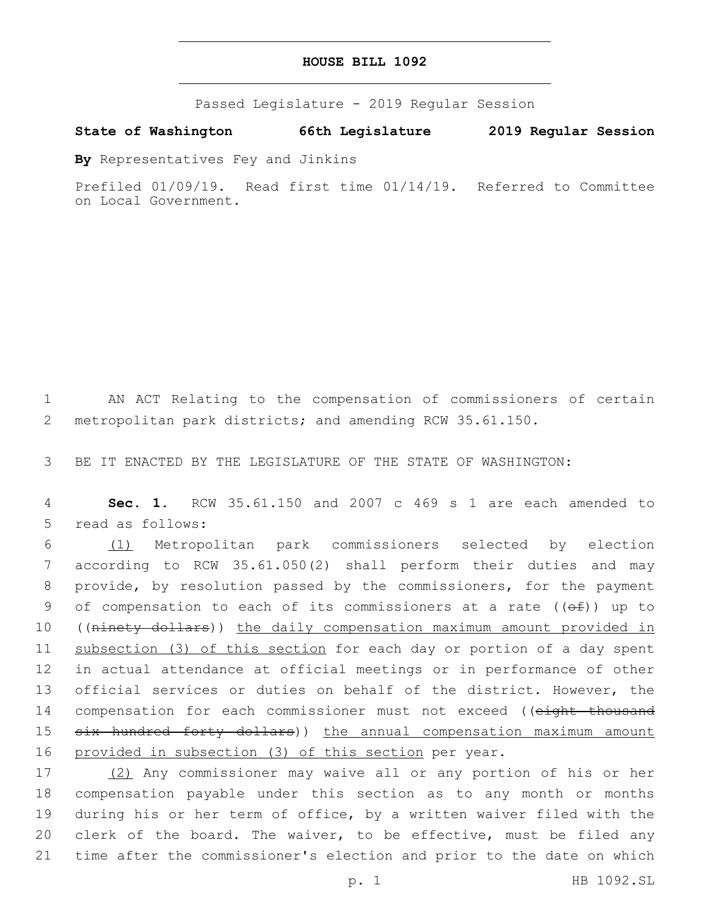# HOUSE BILL 1092

Passed Legislature - 2019 Regular Session

**State of Washington 66th Legislature 2019 Regular Session**

**By** Representatives Fey and Jinkins

Prefiled 01/09/19. Read first time 01/14/19. Referred to Committee on Local Government.

AN ACT Relating to the compensation of commissioners of certain metropolitan park districts; and amending RCW 35.61.150.

BE IT ENACTED BY THE LEGISLATURE OF THE STATE OF WASHINGTON:

**Sec. 1.** RCW 35.61.150 and 2007 c 469 s 1 are each amended to read as follows:

(1) Metropolitan park commissioners selected by election according to RCW 35.61.050(2) shall perform their duties and may provide, by resolution passed by the commissioners, for the payment of compensation to each of its commissioners at a rate ((~~of~~)) up to ((~~ninety dollars~~)) the daily compensation maximum amount provided in subsection (3) of this section for each day or portion of a day spent in actual attendance at official meetings or in performance of other official services or duties on behalf of the district. However, the compensation for each commissioner must not exceed ((~~eight thousand six hundred forty dollars~~)) the annual compensation maximum amount provided in subsection (3) of this section per year.

(2) Any commissioner may waive all or any portion of his or her compensation payable under this section as to any month or months during his or her term of office, by a written waiver filed with the clerk of the board. The waiver, to be effective, must be filed any time after the commissioner's election and prior to the date on which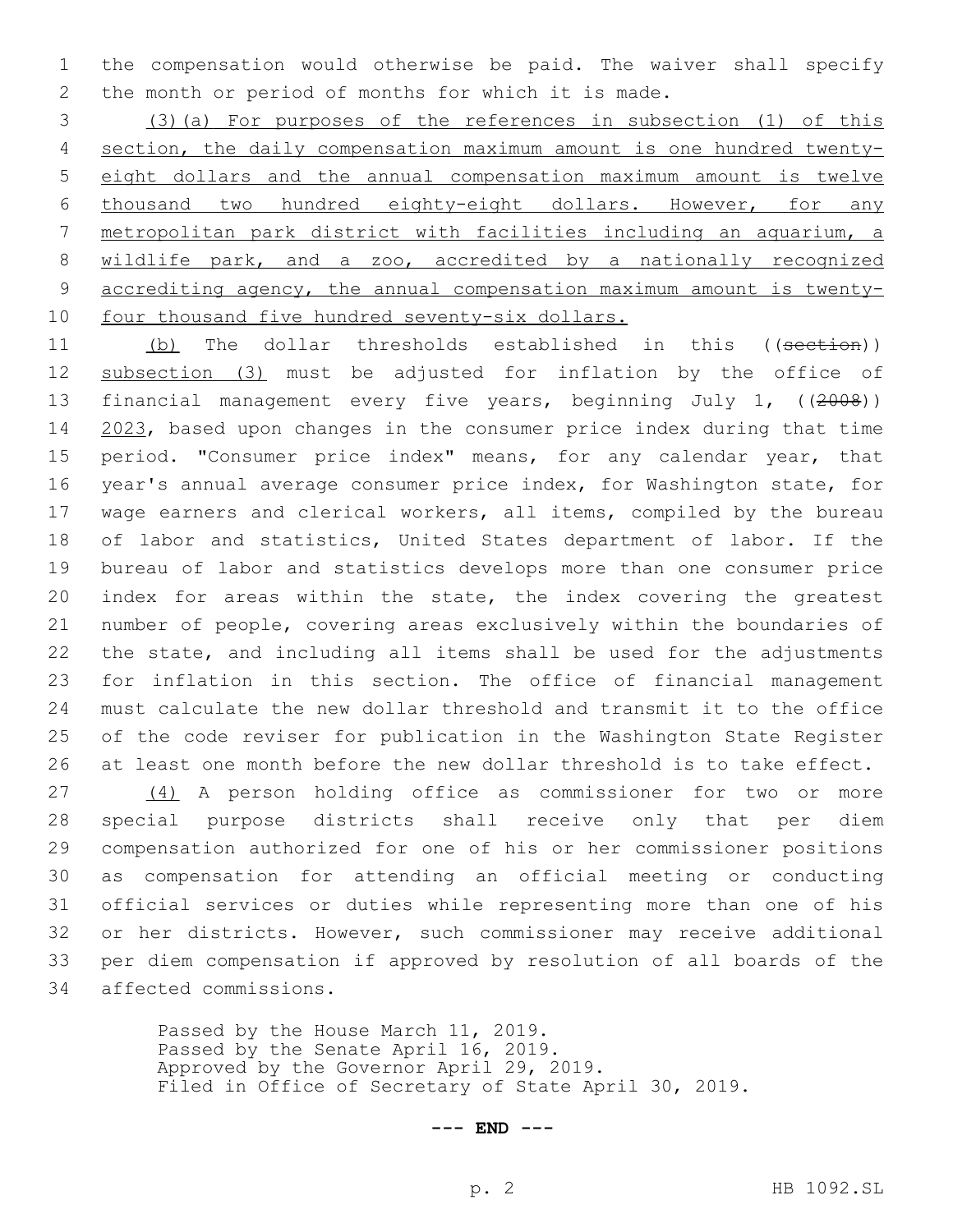the compensation would otherwise be paid. The waiver shall specify the month or period of months for which it is made.

<u>(3)(a) For purposes of the references in subsection (1) of this section, the daily compensation maximum amount is one hundred twenty-eight dollars and the annual compensation maximum amount is twelve thousand two hundred eighty-eight dollars. However, for any metropolitan park district with facilities including an aquarium, a wildlife park, and a zoo, accredited by a nationally recognized accrediting agency, the annual compensation maximum amount is twenty-four thousand five hundred seventy-six dollars.</u>

<u>(b)</u> The dollar thresholds established in this ((~~section~~)) <u>subsection (3)</u> must be adjusted for inflation by the office of financial management every five years, beginning July 1, ((~~2008~~)) <u>2023</u>, based upon changes in the consumer price index during that time period. "Consumer price index" means, for any calendar year, that year's annual average consumer price index, for Washington state, for wage earners and clerical workers, all items, compiled by the bureau of labor and statistics, United States department of labor. If the bureau of labor and statistics develops more than one consumer price index for areas within the state, the index covering the greatest number of people, covering areas exclusively within the boundaries of the state, and including all items shall be used for the adjustments for inflation in this section. The office of financial management must calculate the new dollar threshold and transmit it to the office of the code reviser for publication in the Washington State Register at least one month before the new dollar threshold is to take effect.

<u>(4)</u> A person holding office as commissioner for two or more special purpose districts shall receive only that per diem compensation authorized for one of his or her commissioner positions as compensation for attending an official meeting or conducting official services or duties while representing more than one of his or her districts. However, such commissioner may receive additional per diem compensation if approved by resolution of all boards of the affected commissions.

Passed by the House March 11, 2019.
Passed by the Senate April 16, 2019.
Approved by the Governor April 29, 2019.
Filed in Office of Secretary of State April 30, 2019.

**--- END ---**